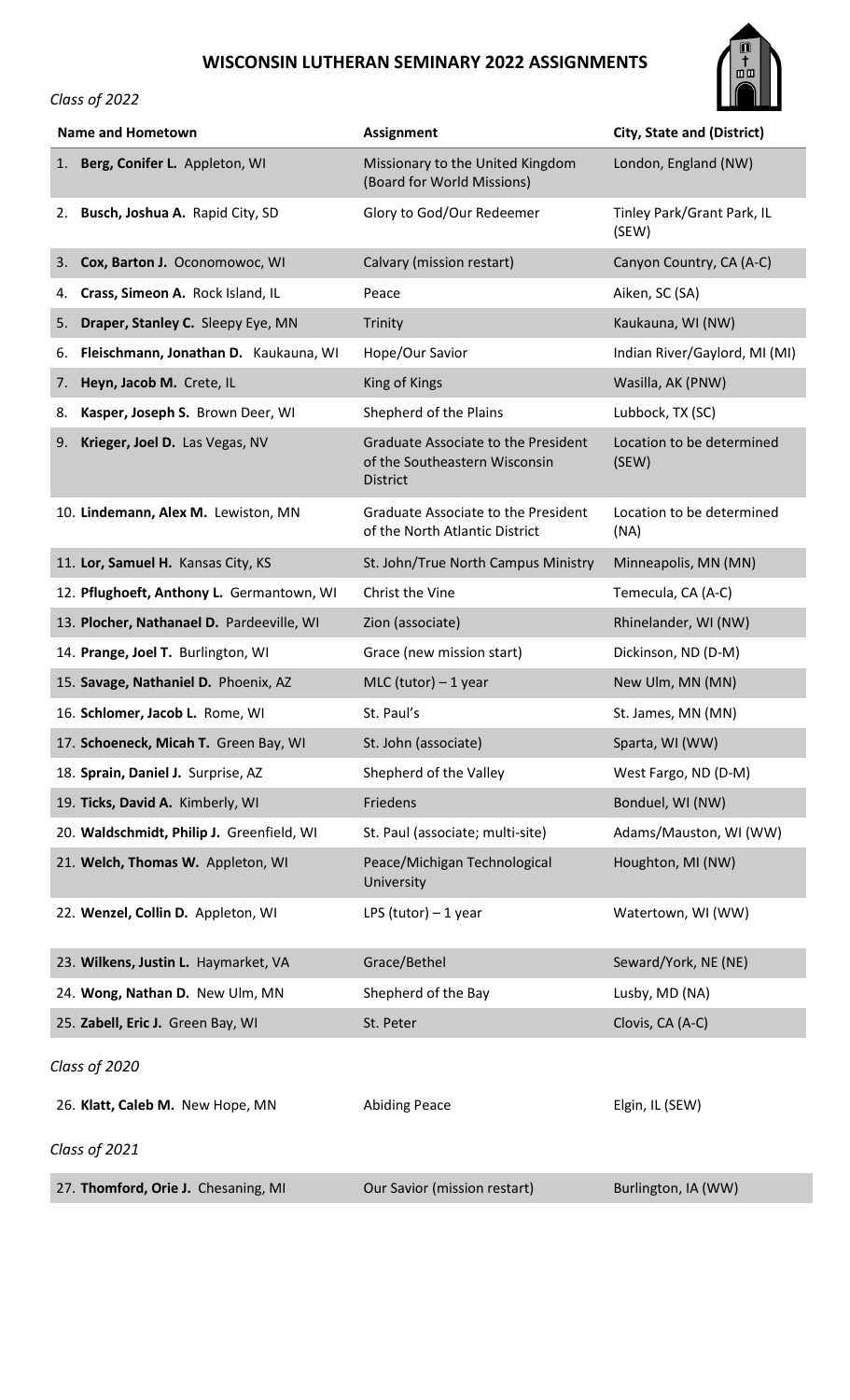# WISCONSIN LUTHERAN SEMINARY 2022 ASSIGNMENTS

*Class of 2022*

| Name and Hometown | Assignment | City, State and (District) |
|---|---|---|
| 1. **Berg, Conifer L.** Appleton, WI | Missionary to the United Kingdom (Board for World Missions) | London, England (NW) |
| 2. **Busch, Joshua A.** Rapid City, SD | Glory to God/Our Redeemer | Tinley Park/Grant Park, IL (SEW) |
| 3. **Cox, Barton J.** Oconomowoc, WI | Calvary (mission restart) | Canyon Country, CA (A-C) |
| 4. **Crass, Simeon A.** Rock Island, IL | Peace | Aiken, SC (SA) |
| 5. **Draper, Stanley C.** Sleepy Eye, MN | Trinity | Kaukauna, WI (NW) |
| 6. **Fleischmann, Jonathan D.** Kaukauna, WI | Hope/Our Savior | Indian River/Gaylord, MI (MI) |
| 7. **Heyn, Jacob M.** Crete, IL | King of Kings | Wasilla, AK (PNW) |
| 8. **Kasper, Joseph S.** Brown Deer, WI | Shepherd of the Plains | Lubbock, TX (SC) |
| 9. **Krieger, Joel D.** Las Vegas, NV | Graduate Associate to the President of the Southeastern Wisconsin District | Location to be determined (SEW) |
| 10. **Lindemann, Alex M.** Lewiston, MN | Graduate Associate to the President of the North Atlantic District | Location to be determined (NA) |
| 11. **Lor, Samuel H.** Kansas City, KS | St. John/True North Campus Ministry | Minneapolis, MN (MN) |
| 12. **Pflughoeft, Anthony L.** Germantown, WI | Christ the Vine | Temecula, CA (A-C) |
| 13. **Plocher, Nathanael D.** Pardeeville, WI | Zion (associate) | Rhinelander, WI (NW) |
| 14. **Prange, Joel T.** Burlington, WI | Grace (new mission start) | Dickinson, ND (D-M) |
| 15. **Savage, Nathaniel D.** Phoenix, AZ | MLC (tutor) – 1 year | New Ulm, MN (MN) |
| 16. **Schlomer, Jacob L.** Rome, WI | St. Paul's | St. James, MN (MN) |
| 17. **Schoeneck, Micah T.** Green Bay, WI | St. John (associate) | Sparta, WI (WW) |
| 18. **Sprain, Daniel J.** Surprise, AZ | Shepherd of the Valley | West Fargo, ND (D-M) |
| 19. **Ticks, David A.** Kimberly, WI | Friedens | Bonduel, WI (NW) |
| 20. **Waldschmidt, Philip J.** Greenfield, WI | St. Paul (associate; multi-site) | Adams/Mauston, WI (WW) |
| 21. **Welch, Thomas W.** Appleton, WI | Peace/Michigan Technological University | Houghton, MI (NW) |
| 22. **Wenzel, Collin D.** Appleton, WI | LPS (tutor) – 1 year | Watertown, WI (WW) |
| 23. **Wilkens, Justin L.** Haymarket, VA | Grace/Bethel | Seward/York, NE (NE) |
| 24. **Wong, Nathan D.** New Ulm, MN | Shepherd of the Bay | Lusby, MD (NA) |
| 25. **Zabell, Eric J.** Green Bay, WI | St. Peter | Clovis, CA (A-C) |

*Class of 2020*

| Name and Hometown | Assignment | City, State and (District) |
|---|---|---|
| 26. **Klatt, Caleb M.** New Hope, MN | Abiding Peace | Elgin, IL (SEW) |

*Class of 2021*

| Name and Hometown | Assignment | City, State and (District) |
|---|---|---|
| 27. **Thomford, Orie J.** Chesaning, MI | Our Savior (mission restart) | Burlington, IA (WW) |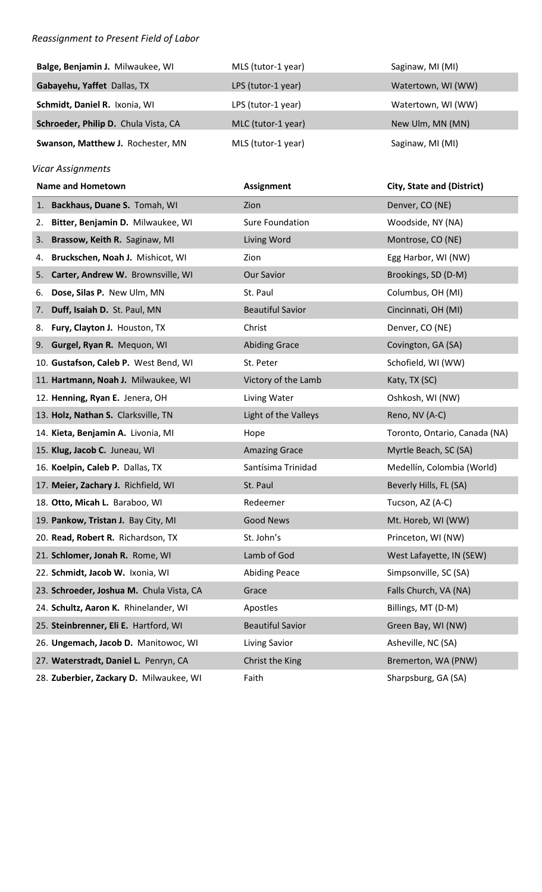*Reassignment to Present Field of Labor*

| | | |
|---|---|---|
| **Balge, Benjamin J.** Milwaukee, WI | MLS (tutor-1 year) | Saginaw, MI (MI) |
| **Gabayehu, Yaffet** Dallas, TX | LPS (tutor-1 year) | Watertown, WI (WW) |
| **Schmidt, Daniel R.** Ixonia, WI | LPS (tutor-1 year) | Watertown, WI (WW) |
| **Schroeder, Philip D.** Chula Vista, CA | MLC (tutor-1 year) | New Ulm, MN (MN) |
| **Swanson, Matthew J.** Rochester, MN | MLS (tutor-1 year) | Saginaw, MI (MI) |

*Vicar Assignments*

| Name and Hometown | Assignment | City, State and (District) |
|---|---|---|
| 1. **Backhaus, Duane S.** Tomah, WI | Zion | Denver, CO (NE) |
| 2. **Bitter, Benjamin D.** Milwaukee, WI | Sure Foundation | Woodside, NY (NA) |
| 3. **Brassow, Keith R.** Saginaw, MI | Living Word | Montrose, CO (NE) |
| 4. **Bruckschen, Noah J.** Mishicot, WI | Zion | Egg Harbor, WI (NW) |
| 5. **Carter, Andrew W.** Brownsville, WI | Our Savior | Brookings, SD (D-M) |
| 6. **Dose, Silas P.** New Ulm, MN | St. Paul | Columbus, OH (MI) |
| 7. **Duff, Isaiah D.** St. Paul, MN | Beautiful Savior | Cincinnati, OH (MI) |
| 8. **Fury, Clayton J.** Houston, TX | Christ | Denver, CO (NE) |
| 9. **Gurgel, Ryan R.** Mequon, WI | Abiding Grace | Covington, GA (SA) |
| 10. **Gustafson, Caleb P.** West Bend, WI | St. Peter | Schofield, WI (WW) |
| 11. **Hartmann, Noah J.** Milwaukee, WI | Victory of the Lamb | Katy, TX (SC) |
| 12. **Henning, Ryan E.** Jenera, OH | Living Water | Oshkosh, WI (NW) |
| 13. **Holz, Nathan S.** Clarksville, TN | Light of the Valleys | Reno, NV (A-C) |
| 14. **Kieta, Benjamin A.** Livonia, MI | Hope | Toronto, Ontario, Canada (NA) |
| 15. **Klug, Jacob C.** Juneau, WI | Amazing Grace | Myrtle Beach, SC (SA) |
| 16. **Koelpin, Caleb P.** Dallas, TX | Santísima Trinidad | Medellín, Colombia (World) |
| 17. **Meier, Zachary J.** Richfield, WI | St. Paul | Beverly Hills, FL (SA) |
| 18. **Otto, Micah L.** Baraboo, WI | Redeemer | Tucson, AZ (A-C) |
| 19. **Pankow, Tristan J.** Bay City, MI | Good News | Mt. Horeb, WI (WW) |
| 20. **Read, Robert R.** Richardson, TX | St. John's | Princeton, WI (NW) |
| 21. **Schlomer, Jonah R.** Rome, WI | Lamb of God | West Lafayette, IN (SEW) |
| 22. **Schmidt, Jacob W.** Ixonia, WI | Abiding Peace | Simpsonville, SC (SA) |
| 23. **Schroeder, Joshua M.** Chula Vista, CA | Grace | Falls Church, VA (NA) |
| 24. **Schultz, Aaron K.** Rhinelander, WI | Apostles | Billings, MT (D-M) |
| 25. **Steinbrenner, Eli E.** Hartford, WI | Beautiful Savior | Green Bay, WI (NW) |
| 26. **Ungemach, Jacob D.** Manitowoc, WI | Living Savior | Asheville, NC (SA) |
| 27. **Waterstradt, Daniel L.** Penryn, CA | Christ the King | Bremerton, WA (PNW) |
| 28. **Zuberbier, Zackary D.** Milwaukee, WI | Faith | Sharpsburg, GA (SA) |